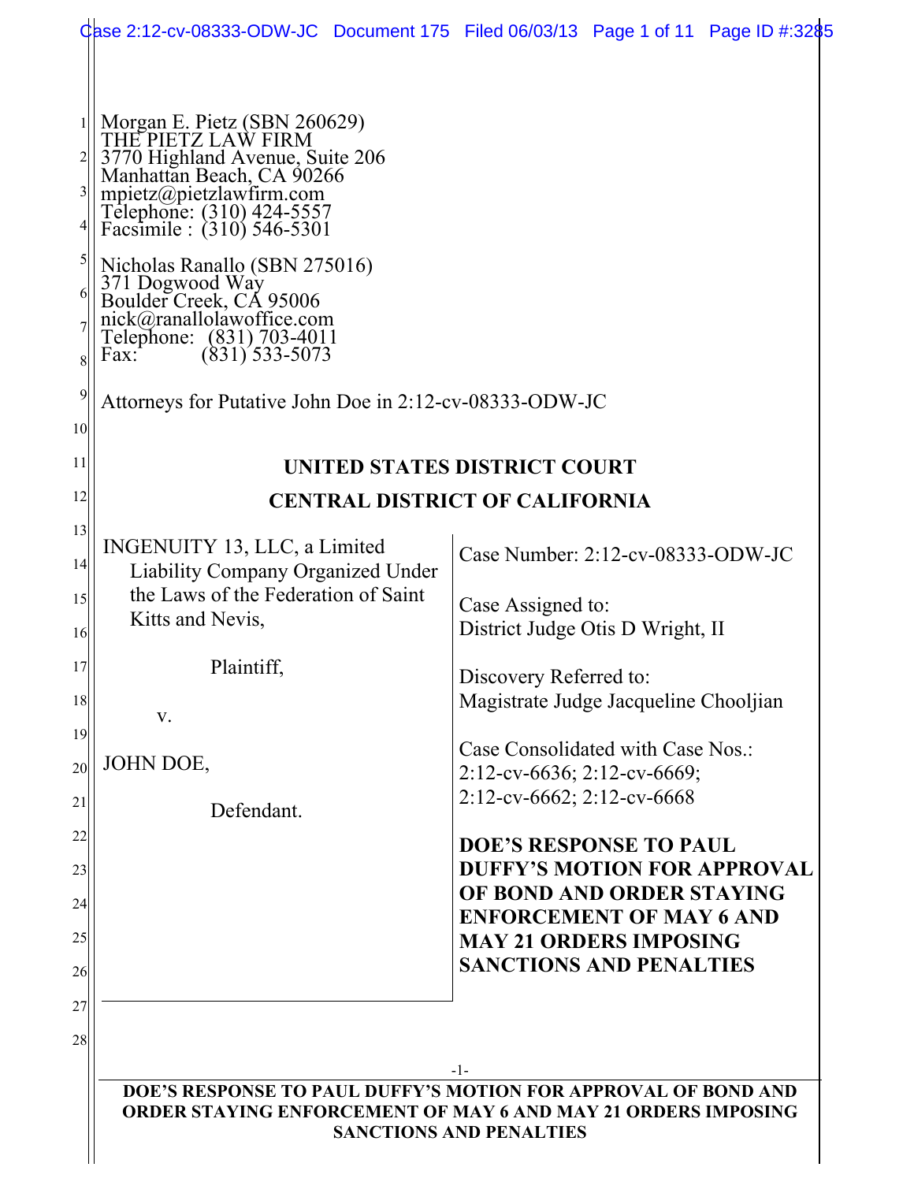Morgan E. Pietz (SBN 260629)
THE PIETZ LAW FIRM
3770 Highland Avenue, Suite 206
Manhattan Beach, CA 90266
mpietz@pietzlawfirm.com
Telephone: (310) 424-5557
Facsimile : (310) 546-5301

Nicholas Ranallo (SBN 275016)
371 Dogwood Way
Boulder Creek, CA 95006
nick@ranallolawoffice.com
Telephone: (831) 703-4011
Fax: (831) 533-5073

Attorneys for Putative John Doe in 2:12-cv-08333-ODW-JC

**UNITED STATES DISTRICT COURT**

**CENTRAL DISTRICT OF CALIFORNIA**

| | |
|---|---|
| INGENUITY 13, LLC, a Limited Liability Company Organized Under the Laws of the Federation of Saint Kitts and Nevis,<br><br>Plaintiff,<br><br>v.<br><br>JOHN DOE,<br><br>Defendant. | Case Number: 2:12-cv-08333-ODW-JC<br><br>Case Assigned to:<br>District Judge Otis D Wright, II<br><br>Discovery Referred to:<br>Magistrate Judge Jacqueline Chooljian<br><br>Case Consolidated with Case Nos.:<br>2:12-cv-6636; 2:12-cv-6669;<br>2:12-cv-6662; 2:12-cv-6668<br><br>**DOE'S RESPONSE TO PAUL DUFFY'S MOTION FOR APPROVAL OF BOND AND ORDER STAYING ENFORCEMENT OF MAY 6 AND MAY 21 ORDERS IMPOSING SANCTIONS AND PENALTIES** |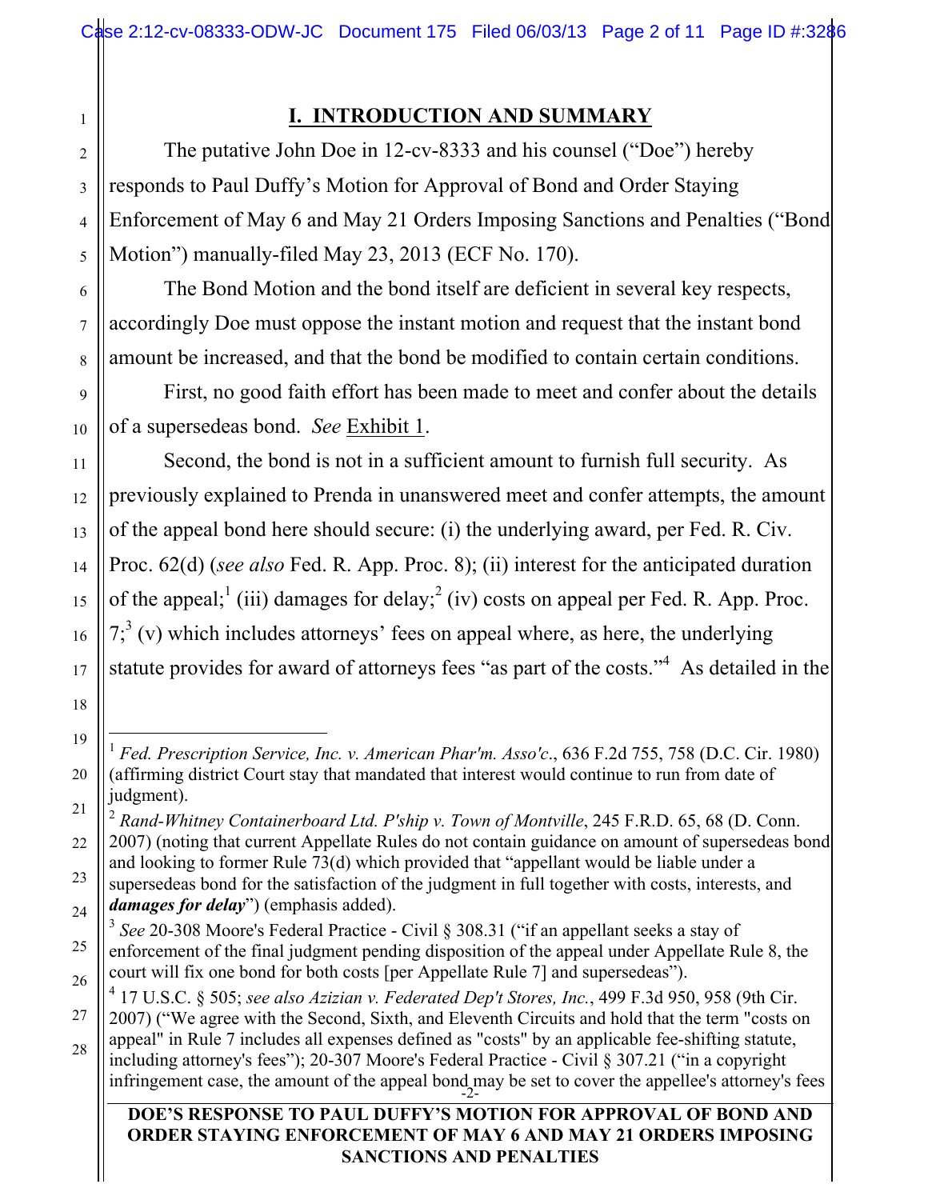## I. INTRODUCTION AND SUMMARY

The putative John Doe in 12-cv-8333 and his counsel ("Doe") hereby responds to Paul Duffy's Motion for Approval of Bond and Order Staying Enforcement of May 6 and May 21 Orders Imposing Sanctions and Penalties ("Bond Motion") manually-filed May 23, 2013 (ECF No. 170).

The Bond Motion and the bond itself are deficient in several key respects, accordingly Doe must oppose the instant motion and request that the instant bond amount be increased, and that the bond be modified to contain certain conditions.

First, no good faith effort has been made to meet and confer about the details of a supersedeas bond. *See* Exhibit 1.

Second, the bond is not in a sufficient amount to furnish full security. As previously explained to Prenda in unanswered meet and confer attempts, the amount of the appeal bond here should secure: (i) the underlying award, per Fed. R. Civ. Proc. 62(d) (*see also* Fed. R. App. Proc. 8); (ii) interest for the anticipated duration of the appeal;[1] (iii) damages for delay;[2] (iv) costs on appeal per Fed. R. App. Proc. 7;[3] (v) which includes attorneys' fees on appeal where, as here, the underlying statute provides for award of attorneys fees "as part of the costs."[4] As detailed in the

---

[1] *Fed. Prescription Service, Inc. v. American Phar'm. Asso'c*., 636 F.2d 755, 758 (D.C. Cir. 1980) (affirming district Court stay that mandated that interest would continue to run from date of judgment).

[2] *Rand-Whitney Containerboard Ltd. P'ship v. Town of Montville*, 245 F.R.D. 65, 68 (D. Conn. 2007) (noting that current Appellate Rules do not contain guidance on amount of supersedeas bond and looking to former Rule 73(d) which provided that "appellant would be liable under a supersedeas bond for the satisfaction of the judgment in full together with costs, interests, and ***damages for delay***") (emphasis added).

[3] *See* 20-308 Moore's Federal Practice - Civil § 308.31 ("if an appellant seeks a stay of enforcement of the final judgment pending disposition of the appeal under Appellate Rule 8, the court will fix one bond for both costs [per Appellate Rule 7] and supersedeas").

[4] 17 U.S.C. § 505; *see also Azizian v. Federated Dep't Stores, Inc.*, 499 F.3d 950, 958 (9th Cir. 2007) ("We agree with the Second, Sixth, and Eleventh Circuits and hold that the term "costs on appeal" in Rule 7 includes all expenses defined as "costs" by an applicable fee-shifting statute, including attorney's fees"); 20-307 Moore's Federal Practice - Civil § 307.21 ("in a copyright infringement case, the amount of the appeal bond may be set to cover the appellee's attorney's fees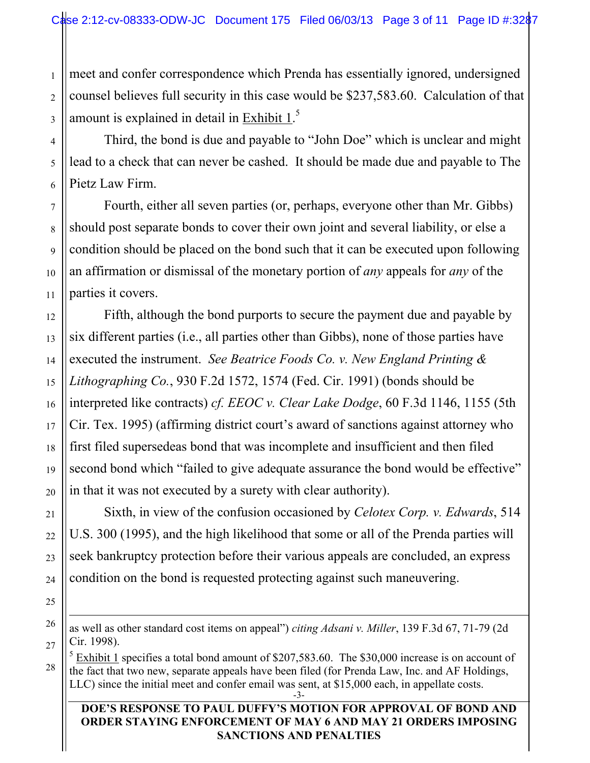meet and confer correspondence which Prenda has essentially ignored, undersigned counsel believes full security in this case would be $237,583.60. Calculation of that amount is explained in detail in Exhibit 1.[5]

Third, the bond is due and payable to "John Doe" which is unclear and might lead to a check that can never be cashed. It should be made due and payable to The Pietz Law Firm.

Fourth, either all seven parties (or, perhaps, everyone other than Mr. Gibbs) should post separate bonds to cover their own joint and several liability, or else a condition should be placed on the bond such that it can be executed upon following an affirmation or dismissal of the monetary portion of *any* appeals for *any* of the parties it covers.

Fifth, although the bond purports to secure the payment due and payable by six different parties (i.e., all parties other than Gibbs), none of those parties have executed the instrument. *See Beatrice Foods Co. v. New England Printing & Lithographing Co.*, 930 F.2d 1572, 1574 (Fed. Cir. 1991) (bonds should be interpreted like contracts) *cf. EEOC v. Clear Lake Dodge*, 60 F.3d 1146, 1155 (5th Cir. Tex. 1995) (affirming district court's award of sanctions against attorney who first filed supersedeas bond that was incomplete and insufficient and then filed second bond which "failed to give adequate assurance the bond would be effective" in that it was not executed by a surety with clear authority).

Sixth, in view of the confusion occasioned by *Celotex Corp. v. Edwards*, 514 U.S. 300 (1995), and the high likelihood that some or all of the Prenda parties will seek bankruptcy protection before their various appeals are concluded, an express condition on the bond is requested protecting against such maneuvering.

---

as well as other standard cost items on appeal") *citing Adsani v. Miller*, 139 F.3d 67, 71-79 (2d Cir. 1998).

[5] Exhibit 1 specifies a total bond amount of $207,583.60. The $30,000 increase is on account of the fact that two new, separate appeals have been filed (for Prenda Law, Inc. and AF Holdings, LLC) since the initial meet and confer email was sent, at $15,000 each, in appellate costs.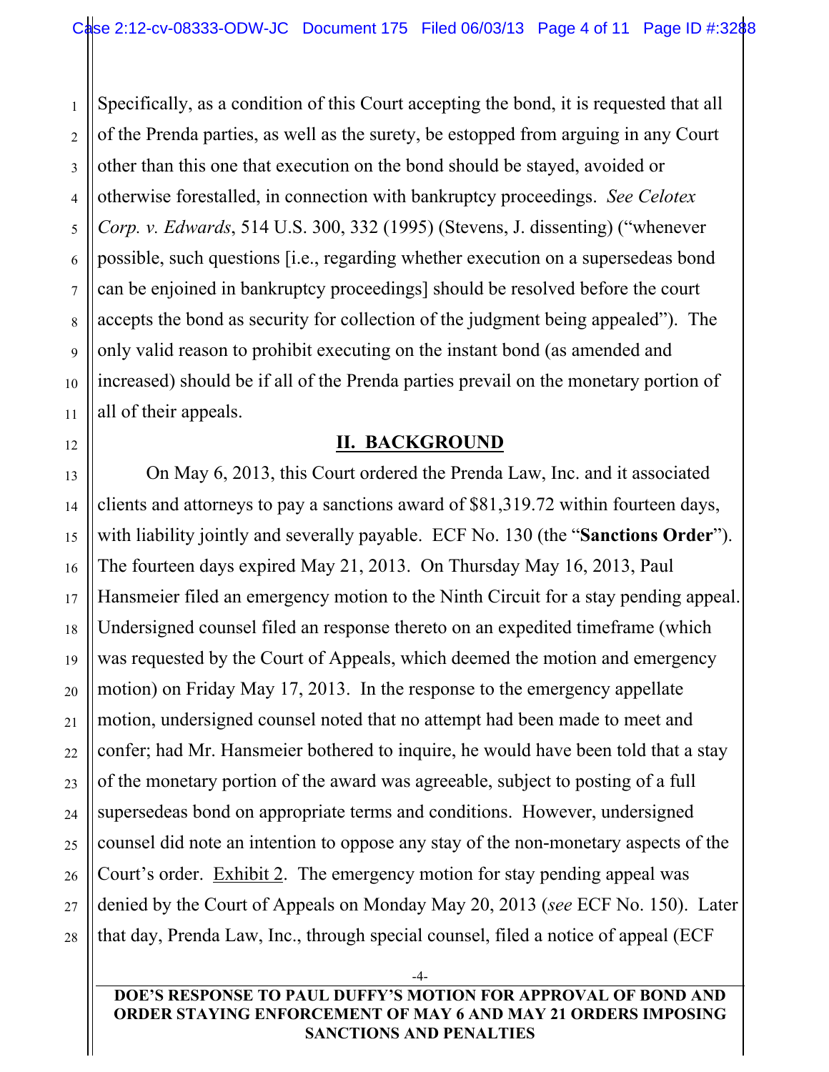Specifically, as a condition of this Court accepting the bond, it is requested that all of the Prenda parties, as well as the surety, be estopped from arguing in any Court other than this one that execution on the bond should be stayed, avoided or otherwise forestalled, in connection with bankruptcy proceedings. *See Celotex Corp. v. Edwards*, 514 U.S. 300, 332 (1995) (Stevens, J. dissenting) ("whenever possible, such questions [i.e., regarding whether execution on a supersedeas bond can be enjoined in bankruptcy proceedings] should be resolved before the court accepts the bond as security for collection of the judgment being appealed"). The only valid reason to prohibit executing on the instant bond (as amended and increased) should be if all of the Prenda parties prevail on the monetary portion of all of their appeals.

## II. BACKGROUND

On May 6, 2013, this Court ordered the Prenda Law, Inc. and it associated clients and attorneys to pay a sanctions award of $81,319.72 within fourteen days, with liability jointly and severally payable. ECF No. 130 (the "**Sanctions Order**"). The fourteen days expired May 21, 2013. On Thursday May 16, 2013, Paul Hansmeier filed an emergency motion to the Ninth Circuit for a stay pending appeal. Undersigned counsel filed an response thereto on an expedited timeframe (which was requested by the Court of Appeals, which deemed the motion and emergency motion) on Friday May 17, 2013. In the response to the emergency appellate motion, undersigned counsel noted that no attempt had been made to meet and confer; had Mr. Hansmeier bothered to inquire, he would have been told that a stay of the monetary portion of the award was agreeable, subject to posting of a full supersedeas bond on appropriate terms and conditions. However, undersigned counsel did note an intention to oppose any stay of the non-monetary aspects of the Court's order. Exhibit 2. The emergency motion for stay pending appeal was denied by the Court of Appeals on Monday May 20, 2013 (*see* ECF No. 150). Later that day, Prenda Law, Inc., through special counsel, filed a notice of appeal (ECF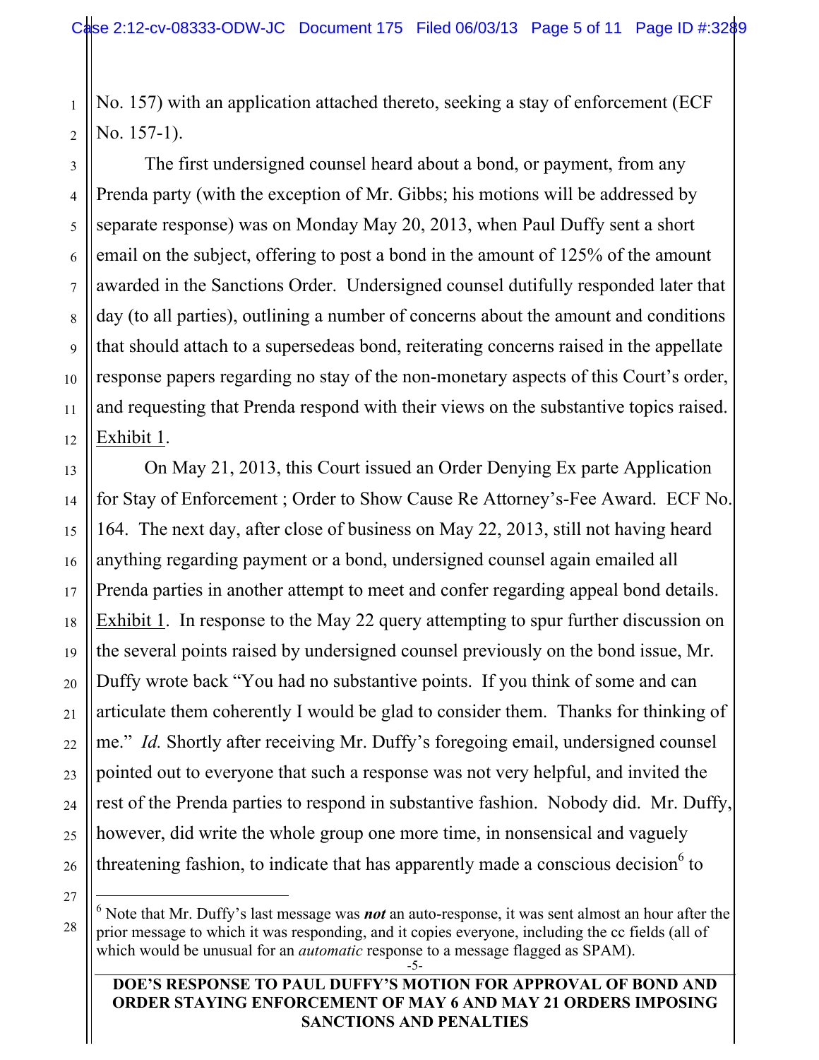No. 157) with an application attached thereto, seeking a stay of enforcement (ECF No. 157-1).

The first undersigned counsel heard about a bond, or payment, from any Prenda party (with the exception of Mr. Gibbs; his motions will be addressed by separate response) was on Monday May 20, 2013, when Paul Duffy sent a short email on the subject, offering to post a bond in the amount of 125% of the amount awarded in the Sanctions Order. Undersigned counsel dutifully responded later that day (to all parties), outlining a number of concerns about the amount and conditions that should attach to a supersedeas bond, reiterating concerns raised in the appellate response papers regarding no stay of the non-monetary aspects of this Court's order, and requesting that Prenda respond with their views on the substantive topics raised. Exhibit 1.

On May 21, 2013, this Court issued an Order Denying Ex parte Application for Stay of Enforcement ; Order to Show Cause Re Attorney's-Fee Award. ECF No. 164. The next day, after close of business on May 22, 2013, still not having heard anything regarding payment or a bond, undersigned counsel again emailed all Prenda parties in another attempt to meet and confer regarding appeal bond details. Exhibit 1. In response to the May 22 query attempting to spur further discussion on the several points raised by undersigned counsel previously on the bond issue, Mr. Duffy wrote back "You had no substantive points. If you think of some and can articulate them coherently I would be glad to consider them. Thanks for thinking of me." *Id.* Shortly after receiving Mr. Duffy's foregoing email, undersigned counsel pointed out to everyone that such a response was not very helpful, and invited the rest of the Prenda parties to respond in substantive fashion. Nobody did. Mr. Duffy, however, did write the whole group one more time, in nonsensical and vaguely threatening fashion, to indicate that has apparently made a conscious decision[6] to

[6] Note that Mr. Duffy's last message was ***not*** an auto-response, it was sent almost an hour after the prior message to which it was responding, and it copies everyone, including the cc fields (all of which would be unusual for an *automatic* response to a message flagged as SPAM).

**DOE'S RESPONSE TO PAUL DUFFY'S MOTION FOR APPROVAL OF BOND AND ORDER STAYING ENFORCEMENT OF MAY 6 AND MAY 21 ORDERS IMPOSING SANCTIONS AND PENALTIES**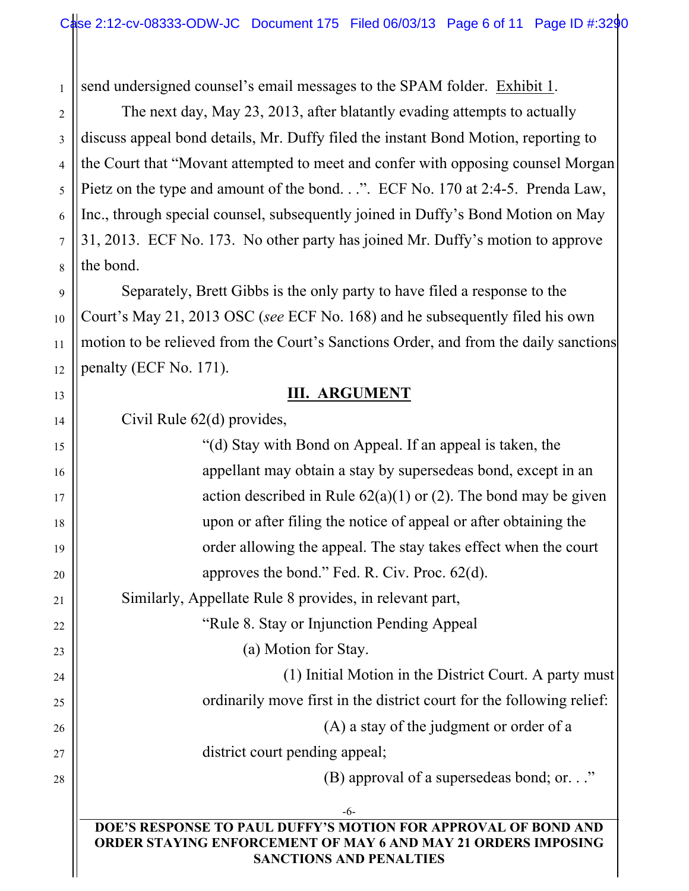send undersigned counsel's email messages to the SPAM folder. Exhibit 1.

The next day, May 23, 2013, after blatantly evading attempts to actually discuss appeal bond details, Mr. Duffy filed the instant Bond Motion, reporting to the Court that "Movant attempted to meet and confer with opposing counsel Morgan Pietz on the type and amount of the bond. . .". ECF No. 170 at 2:4-5. Prenda Law, Inc., through special counsel, subsequently joined in Duffy's Bond Motion on May 31, 2013. ECF No. 173. No other party has joined Mr. Duffy's motion to approve the bond.

Separately, Brett Gibbs is the only party to have filed a response to the Court's May 21, 2013 OSC (*see* ECF No. 168) and he subsequently filed his own motion to be relieved from the Court's Sanctions Order, and from the daily sanctions penalty (ECF No. 171).

## III. ARGUMENT

Civil Rule 62(d) provides,

> "(d) Stay with Bond on Appeal. If an appeal is taken, the appellant may obtain a stay by supersedeas bond, except in an action described in Rule 62(a)(1) or (2). The bond may be given upon or after filing the notice of appeal or after obtaining the order allowing the appeal. The stay takes effect when the court approves the bond." Fed. R. Civ. Proc. 62(d).

Similarly, Appellate Rule 8 provides, in relevant part,

> "Rule 8. Stay or Injunction Pending Appeal
>
> (a) Motion for Stay.
>
> (1) Initial Motion in the District Court. A party must ordinarily move first in the district court for the following relief:
>
> (A) a stay of the judgment or order of a district court pending appeal;
>
> (B) approval of a supersedeas bond; or. . ."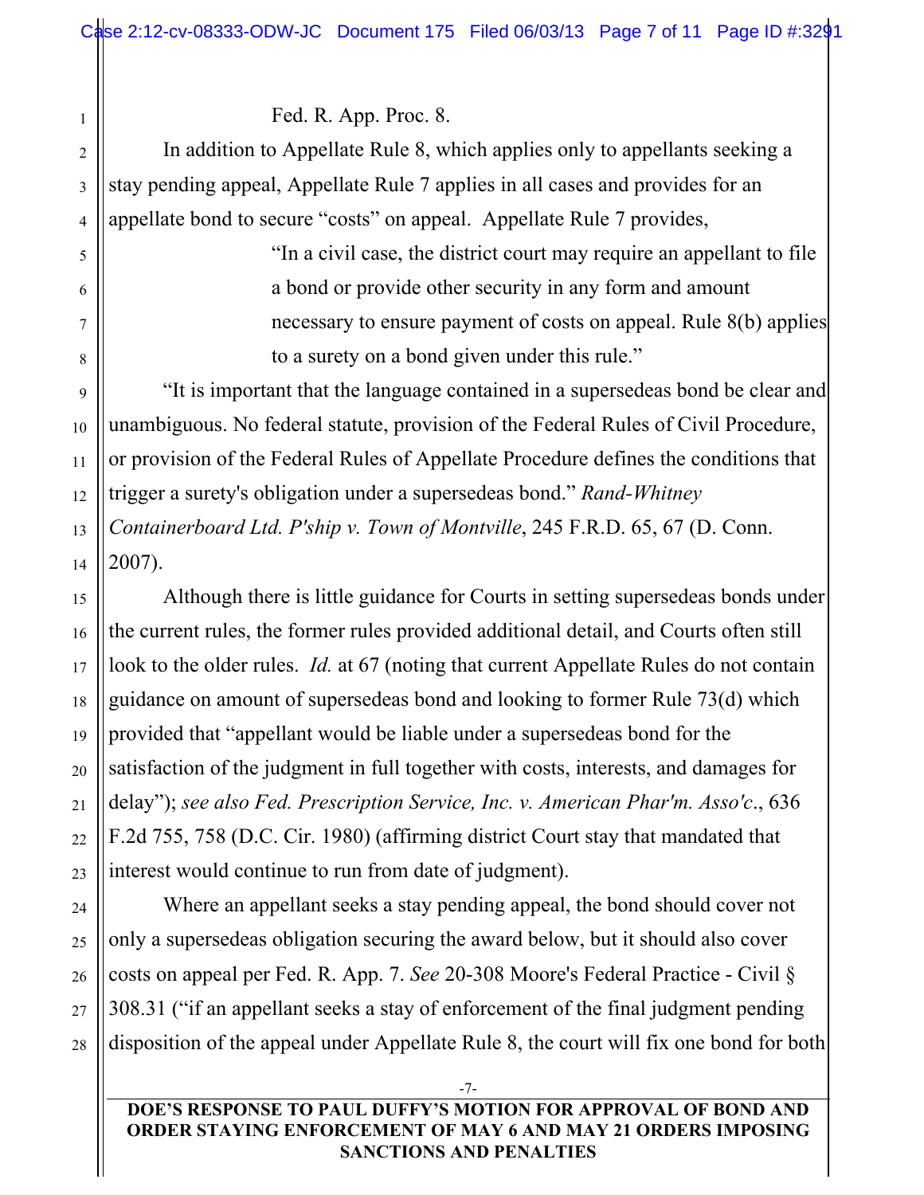Fed. R. App. Proc. 8.

In addition to Appellate Rule 8, which applies only to appellants seeking a stay pending appeal, Appellate Rule 7 applies in all cases and provides for an appellate bond to secure "costs" on appeal. Appellate Rule 7 provides,

> "In a civil case, the district court may require an appellant to file a bond or provide other security in any form and amount necessary to ensure payment of costs on appeal. Rule 8(b) applies to a surety on a bond given under this rule."

"It is important that the language contained in a supersedeas bond be clear and unambiguous. No federal statute, provision of the Federal Rules of Civil Procedure, or provision of the Federal Rules of Appellate Procedure defines the conditions that trigger a surety's obligation under a supersedeas bond." *Rand-Whitney Containerboard Ltd. P'ship v. Town of Montville*, 245 F.R.D. 65, 67 (D. Conn. 2007).

Although there is little guidance for Courts in setting supersedeas bonds under the current rules, the former rules provided additional detail, and Courts often still look to the older rules. *Id.* at 67 (noting that current Appellate Rules do not contain guidance on amount of supersedeas bond and looking to former Rule 73(d) which provided that "appellant would be liable under a supersedeas bond for the satisfaction of the judgment in full together with costs, interests, and damages for delay"); *see also Fed. Prescription Service, Inc. v. American Phar'm. Asso'c*., 636 F.2d 755, 758 (D.C. Cir. 1980) (affirming district Court stay that mandated that interest would continue to run from date of judgment).

Where an appellant seeks a stay pending appeal, the bond should cover not only a supersedeas obligation securing the award below, but it should also cover costs on appeal per Fed. R. App. 7. *See* 20-308 Moore's Federal Practice - Civil § 308.31 ("if an appellant seeks a stay of enforcement of the final judgment pending disposition of the appeal under Appellate Rule 8, the court will fix one bond for both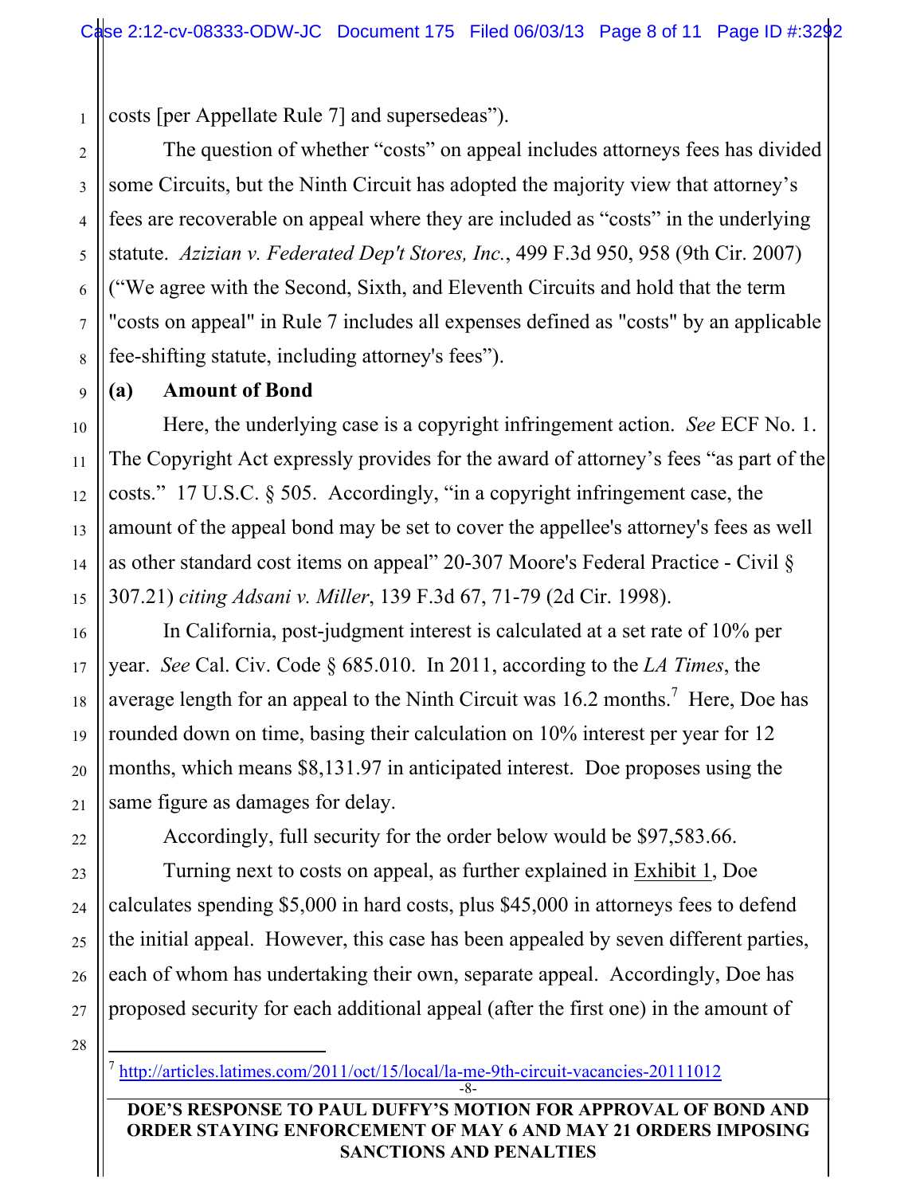costs [per Appellate Rule 7] and supersedeas").

The question of whether "costs" on appeal includes attorneys fees has divided some Circuits, but the Ninth Circuit has adopted the majority view that attorney's fees are recoverable on appeal where they are included as "costs" in the underlying statute. *Azizian v. Federated Dep't Stores, Inc.*, 499 F.3d 950, 958 (9th Cir. 2007) ("We agree with the Second, Sixth, and Eleventh Circuits and hold that the term "costs on appeal" in Rule 7 includes all expenses defined as "costs" by an applicable fee-shifting statute, including attorney's fees").

**(a) Amount of Bond**

Here, the underlying case is a copyright infringement action. *See* ECF No. 1. The Copyright Act expressly provides for the award of attorney's fees "as part of the costs." 17 U.S.C. § 505. Accordingly, "in a copyright infringement case, the amount of the appeal bond may be set to cover the appellee's attorney's fees as well as other standard cost items on appeal" 20-307 Moore's Federal Practice - Civil § 307.21) *citing Adsani v. Miller*, 139 F.3d 67, 71-79 (2d Cir. 1998).

In California, post-judgment interest is calculated at a set rate of 10% per year. *See* Cal. Civ. Code § 685.010. In 2011, according to the *LA Times*, the average length for an appeal to the Ninth Circuit was 16.2 months.[7] Here, Doe has rounded down on time, basing their calculation on 10% interest per year for 12 months, which means $8,131.97 in anticipated interest. Doe proposes using the same figure as damages for delay.

Accordingly, full security for the order below would be $97,583.66.

Turning next to costs on appeal, as further explained in Exhibit 1, Doe calculates spending $5,000 in hard costs, plus $45,000 in attorneys fees to defend the initial appeal. However, this case has been appealed by seven different parties, each of whom has undertaking their own, separate appeal. Accordingly, Doe has proposed security for each additional appeal (after the first one) in the amount of

[7] http://articles.latimes.com/2011/oct/15/local/la-me-9th-circuit-vacancies-20111012

**DOE'S RESPONSE TO PAUL DUFFY'S MOTION FOR APPROVAL OF BOND AND ORDER STAYING ENFORCEMENT OF MAY 6 AND MAY 21 ORDERS IMPOSING SANCTIONS AND PENALTIES**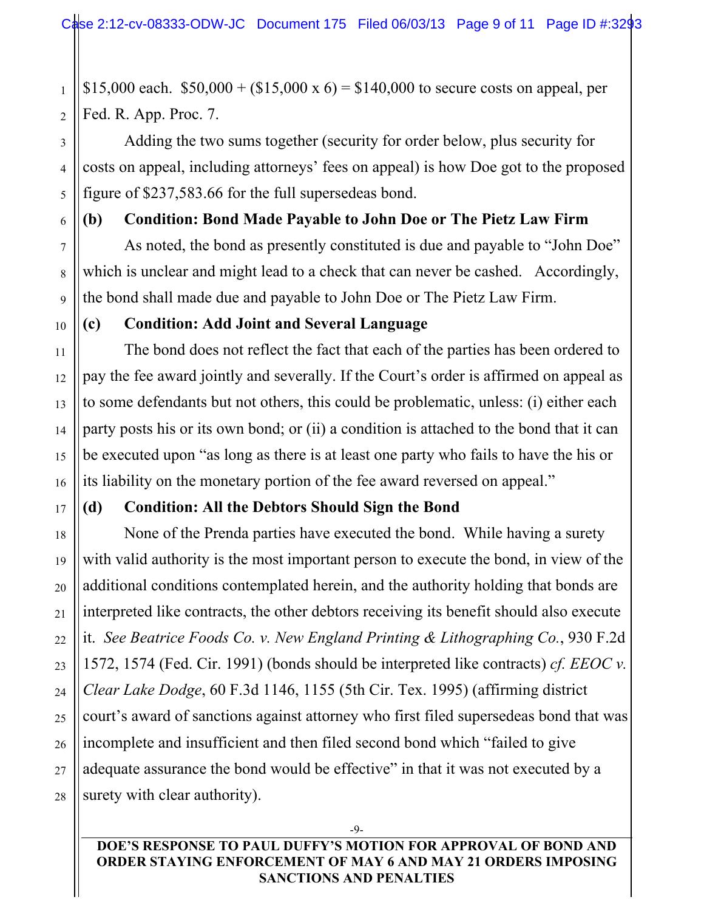$15,000 each. $50,000 + ($15,000 x 6) = $140,000 to secure costs on appeal, per Fed. R. App. Proc. 7.

Adding the two sums together (security for order below, plus security for costs on appeal, including attorneys' fees on appeal) is how Doe got to the proposed figure of $237,583.66 for the full supersedeas bond.

**(b) Condition: Bond Made Payable to John Doe or The Pietz Law Firm**

As noted, the bond as presently constituted is due and payable to "John Doe" which is unclear and might lead to a check that can never be cashed. Accordingly, the bond shall made due and payable to John Doe or The Pietz Law Firm.

**(c) Condition: Add Joint and Several Language**

The bond does not reflect the fact that each of the parties has been ordered to pay the fee award jointly and severally. If the Court's order is affirmed on appeal as to some defendants but not others, this could be problematic, unless: (i) either each party posts his or its own bond; or (ii) a condition is attached to the bond that it can be executed upon "as long as there is at least one party who fails to have the his or its liability on the monetary portion of the fee award reversed on appeal."

**(d) Condition: All the Debtors Should Sign the Bond**

None of the Prenda parties have executed the bond. While having a surety with valid authority is the most important person to execute the bond, in view of the additional conditions contemplated herein, and the authority holding that bonds are interpreted like contracts, the other debtors receiving its benefit should also execute it. *See Beatrice Foods Co. v. New England Printing & Lithographing Co.*, 930 F.2d 1572, 1574 (Fed. Cir. 1991) (bonds should be interpreted like contracts) *cf. EEOC v. Clear Lake Dodge*, 60 F.3d 1146, 1155 (5th Cir. Tex. 1995) (affirming district court's award of sanctions against attorney who first filed supersedeas bond that was incomplete and insufficient and then filed second bond which "failed to give adequate assurance the bond would be effective" in that it was not executed by a surety with clear authority).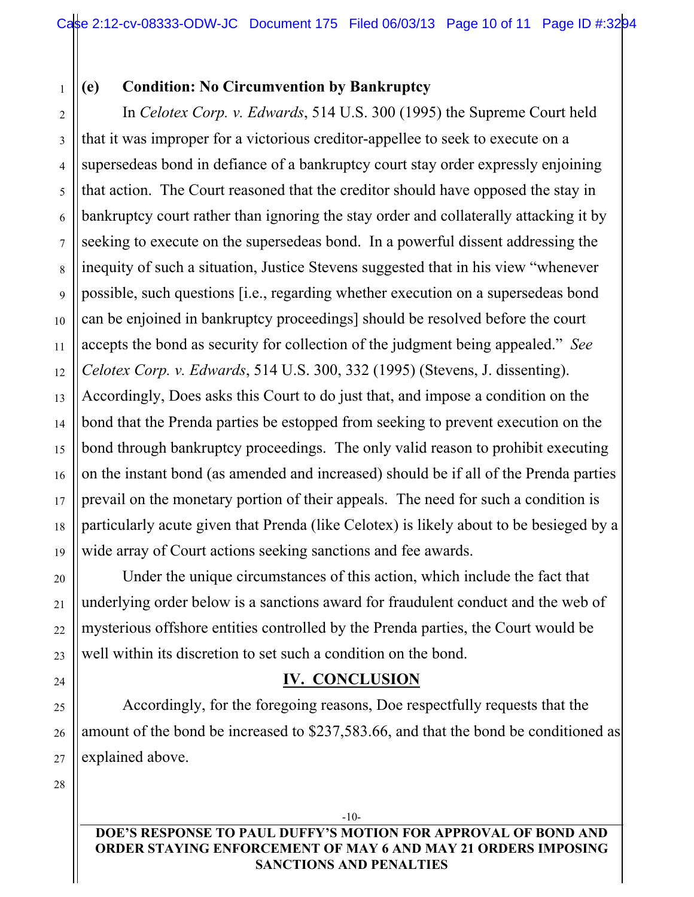### (e) Condition: No Circumvention by Bankruptcy

In *Celotex Corp. v. Edwards*, 514 U.S. 300 (1995) the Supreme Court held that it was improper for a victorious creditor-appellee to seek to execute on a supersedeas bond in defiance of a bankruptcy court stay order expressly enjoining that action. The Court reasoned that the creditor should have opposed the stay in bankruptcy court rather than ignoring the stay order and collaterally attacking it by seeking to execute on the supersedeas bond. In a powerful dissent addressing the inequity of such a situation, Justice Stevens suggested that in his view "whenever possible, such questions [i.e., regarding whether execution on a supersedeas bond can be enjoined in bankruptcy proceedings] should be resolved before the court accepts the bond as security for collection of the judgment being appealed." *See Celotex Corp. v. Edwards*, 514 U.S. 300, 332 (1995) (Stevens, J. dissenting). Accordingly, Does asks this Court to do just that, and impose a condition on the bond that the Prenda parties be estopped from seeking to prevent execution on the bond through bankruptcy proceedings. The only valid reason to prohibit executing on the instant bond (as amended and increased) should be if all of the Prenda parties prevail on the monetary portion of their appeals. The need for such a condition is particularly acute given that Prenda (like Celotex) is likely about to be besieged by a wide array of Court actions seeking sanctions and fee awards.

Under the unique circumstances of this action, which include the fact that underlying order below is a sanctions award for fraudulent conduct and the web of mysterious offshore entities controlled by the Prenda parties, the Court would be well within its discretion to set such a condition on the bond.

## IV. CONCLUSION

Accordingly, for the foregoing reasons, Doe respectfully requests that the amount of the bond be increased to $237,583.66, and that the bond be conditioned as explained above.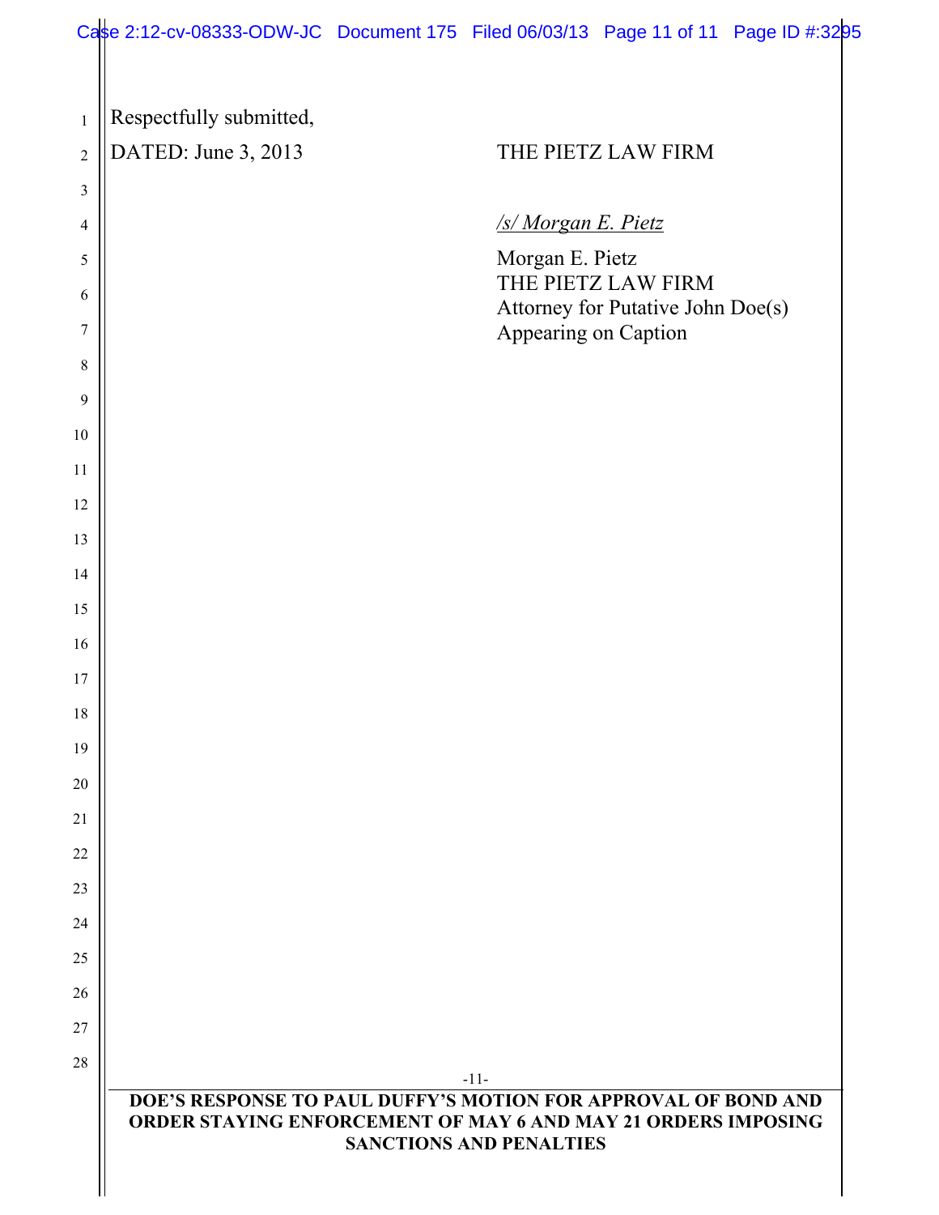Respectfully submitted,

DATED: June 3, 2013 THE PIETZ LAW FIRM

/s/ Morgan E. Pietz

Morgan E. Pietz
THE PIETZ LAW FIRM
Attorney for Putative John Doe(s)
Appearing on Caption

**DOE'S RESPONSE TO PAUL DUFFY'S MOTION FOR APPROVAL OF BOND AND ORDER STAYING ENFORCEMENT OF MAY 6 AND MAY 21 ORDERS IMPOSING SANCTIONS AND PENALTIES**